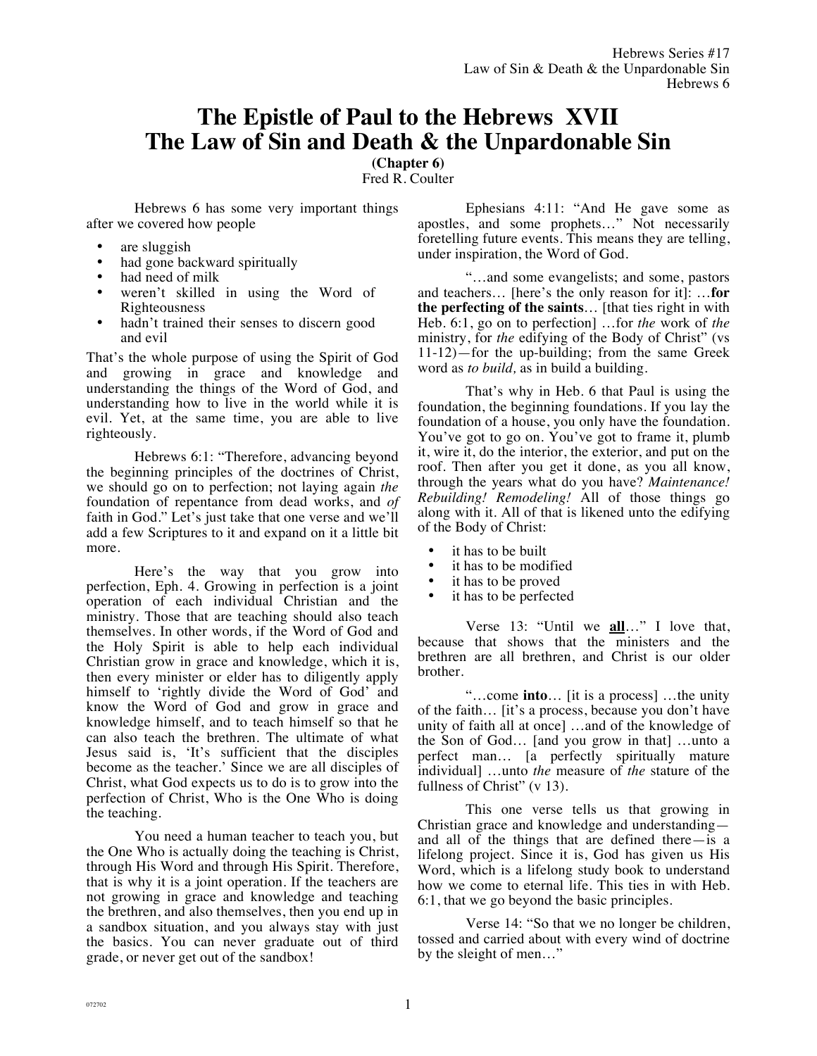# The Epistle of Paul to the Hebrews XVII
# The Law of Sin and Death & the Unpardonable Sin

**(Chapter 6)**

Fred R. Coulter

Hebrews 6 has some very important things after we covered how people

- are sluggish
- had gone backward spiritually
- had need of milk
- weren't skilled in using the Word of Righteousness
- hadn't trained their senses to discern good and evil

That's the whole purpose of using the Spirit of God and growing in grace and knowledge and understanding the things of the Word of God, and understanding how to live in the world while it is evil. Yet, at the same time, you are able to live righteously.

Hebrews 6:1: "Therefore, advancing beyond the beginning principles of the doctrines of Christ, we should go on to perfection; not laying again *the* foundation of repentance from dead works, and *of* faith in God." Let's just take that one verse and we'll add a few Scriptures to it and expand on it a little bit more.

Here's the way that you grow into perfection, Eph. 4. Growing in perfection is a joint operation of each individual Christian and the ministry. Those that are teaching should also teach themselves. In other words, if the Word of God and the Holy Spirit is able to help each individual Christian grow in grace and knowledge, which it is, then every minister or elder has to diligently apply himself to 'rightly divide the Word of God' and know the Word of God and grow in grace and knowledge himself, and to teach himself so that he can also teach the brethren. The ultimate of what Jesus said is, 'It's sufficient that the disciples become as the teacher.' Since we are all disciples of Christ, what God expects us to do is to grow into the perfection of Christ, Who is the One Who is doing the teaching.

You need a human teacher to teach you, but the One Who is actually doing the teaching is Christ, through His Word and through His Spirit. Therefore, that is why it is a joint operation. If the teachers are not growing in grace and knowledge and teaching the brethren, and also themselves, then you end up in a sandbox situation, and you always stay with just the basics. You can never graduate out of third grade, or never get out of the sandbox!

Ephesians 4:11: "And He gave some as apostles, and some prophets…" Not necessarily foretelling future events. This means they are telling, under inspiration, the Word of God.

"…and some evangelists; and some, pastors and teachers… [here's the only reason for it]: …**for the perfecting of the saints**… [that ties right in with Heb. 6:1, go on to perfection] …for *the* work of *the* ministry, for *the* edifying of the Body of Christ" (vs 11-12)—for the up-building; from the same Greek word as *to build,* as in build a building.

That's why in Heb. 6 that Paul is using the foundation, the beginning foundations. If you lay the foundation of a house, you only have the foundation. You've got to go on. You've got to frame it, plumb it, wire it, do the interior, the exterior, and put on the roof. Then after you get it done, as you all know, through the years what do you have? *Maintenance! Rebuilding! Remodeling!* All of those things go along with it. All of that is likened unto the edifying of the Body of Christ:

- it has to be built
- it has to be modified
- it has to be proved
- it has to be perfected

Verse 13: "Until we **<u>all</u>**…" I love that, because that shows that the ministers and the brethren are all brethren, and Christ is our older brother.

"…come **into**… [it is a process] …the unity of the faith… [it's a process, because you don't have unity of faith all at once] …and of the knowledge of the Son of God… [and you grow in that] …unto a perfect man… [a perfectly spiritually mature individual] …unto *the* measure of *the* stature of the fullness of Christ" (v 13).

This one verse tells us that growing in Christian grace and knowledge and understanding—and all of the things that are defined there—is a lifelong project. Since it is, God has given us His Word, which is a lifelong study book to understand how we come to eternal life. This ties in with Heb. 6:1, that we go beyond the basic principles.

Verse 14: "So that we no longer be children, tossed and carried about with every wind of doctrine by the sleight of men…"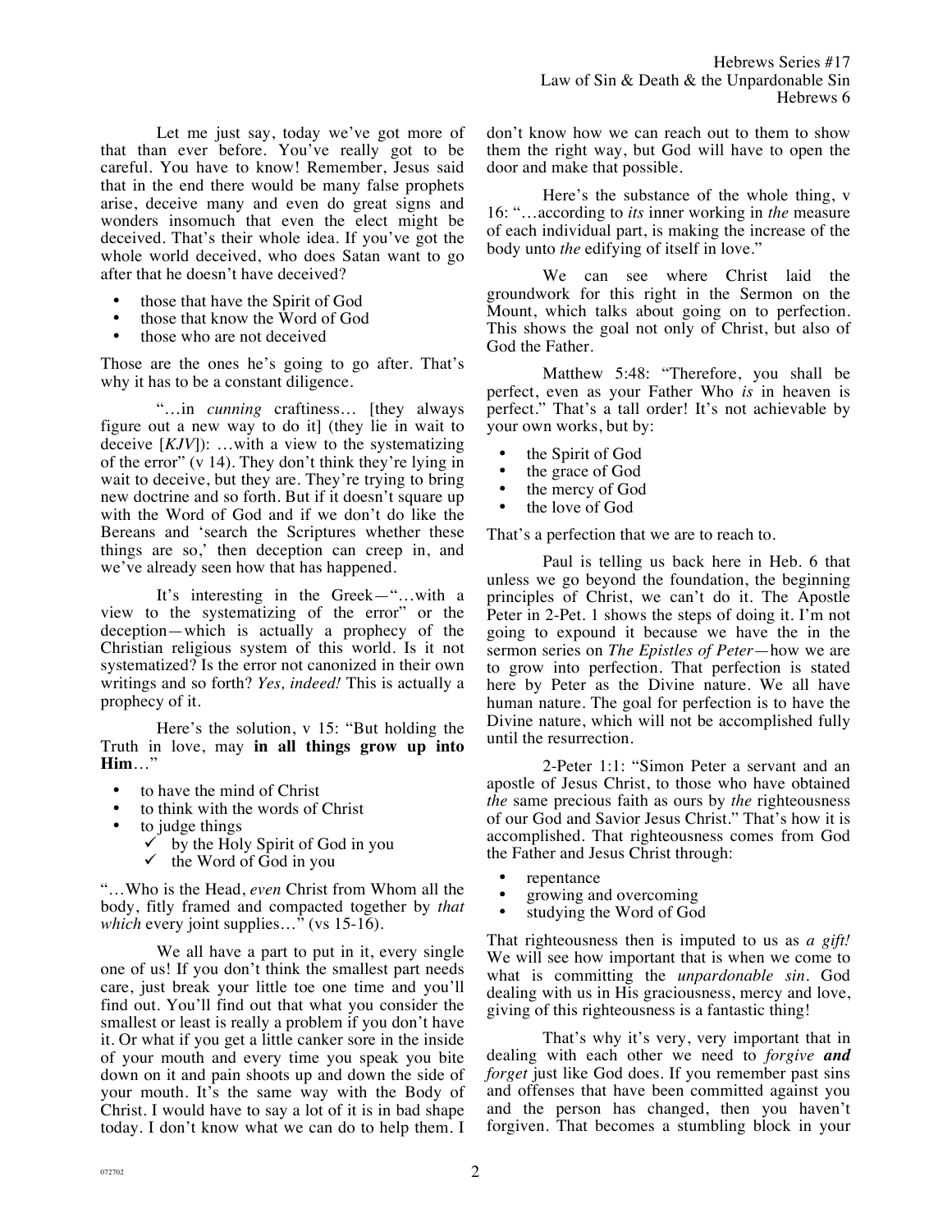Let me just say, today we've got more of that than ever before. You've really got to be careful. You have to know! Remember, Jesus said that in the end there would be many false prophets arise, deceive many and even do great signs and wonders insomuch that even the elect might be deceived. That's their whole idea. If you've got the whole world deceived, who does Satan want to go after that he doesn't have deceived?

- those that have the Spirit of God
- those that know the Word of God
- those who are not deceived

Those are the ones he's going to go after. That's why it has to be a constant diligence.

"…in *cunning* craftiness… [they always figure out a new way to do it] (they lie in wait to deceive [*KJV*]): …with a view to the systematizing of the error" (v 14). They don't think they're lying in wait to deceive, but they are. They're trying to bring new doctrine and so forth. But if it doesn't square up with the Word of God and if we don't do like the Bereans and 'search the Scriptures whether these things are so,' then deception can creep in, and we've already seen how that has happened.

It's interesting in the Greek—"…with a view to the systematizing of the error" or the deception—which is actually a prophecy of the Christian religious system of this world. Is it not systematized? Is the error not canonized in their own writings and so forth? *Yes, indeed!* This is actually a prophecy of it.

Here's the solution, v 15: "But holding the Truth in love, may **in all things grow up into Him**…"

- to have the mind of Christ
- to think with the words of Christ
- to judge things
  - ✓ by the Holy Spirit of God in you
  - ✓ the Word of God in you

"…Who is the Head, *even* Christ from Whom all the body, fitly framed and compacted together by *that which* every joint supplies…" (vs 15-16).

We all have a part to put in it, every single one of us! If you don't think the smallest part needs care, just break your little toe one time and you'll find out. You'll find out that what you consider the smallest or least is really a problem if you don't have it. Or what if you get a little canker sore in the inside of your mouth and every time you speak you bite down on it and pain shoots up and down the side of your mouth. It's the same way with the Body of Christ. I would have to say a lot of it is in bad shape today. I don't know what we can do to help them. I don't know how we can reach out to them to show them the right way, but God will have to open the door and make that possible.

Here's the substance of the whole thing, v 16: "…according to *its* inner working in *the* measure of each individual part, is making the increase of the body unto *the* edifying of itself in love."

We can see where Christ laid the groundwork for this right in the Sermon on the Mount, which talks about going on to perfection. This shows the goal not only of Christ, but also of God the Father.

Matthew 5:48: "Therefore, you shall be perfect, even as your Father Who *is* in heaven is perfect." That's a tall order! It's not achievable by your own works, but by:

- the Spirit of God
- the grace of God
- the mercy of God
- the love of God

That's a perfection that we are to reach to.

Paul is telling us back here in Heb. 6 that unless we go beyond the foundation, the beginning principles of Christ, we can't do it. The Apostle Peter in 2-Pet. 1 shows the steps of doing it. I'm not going to expound it because we have the in the sermon series on *The Epistles of Peter*—how we are to grow into perfection. That perfection is stated here by Peter as the Divine nature. We all have human nature. The goal for perfection is to have the Divine nature, which will not be accomplished fully until the resurrection.

2-Peter 1:1: "Simon Peter a servant and an apostle of Jesus Christ, to those who have obtained *the* same precious faith as ours by *the* righteousness of our God and Savior Jesus Christ." That's how it is accomplished. That righteousness comes from God the Father and Jesus Christ through:

- repentance
- growing and overcoming
- studying the Word of God

That righteousness then is imputed to us as *a gift!* We will see how important that is when we come to what is committing the *unpardonable sin*. God dealing with us in His graciousness, mercy and love, giving of this righteousness is a fantastic thing!

That's why it's very, very important that in dealing with each other we need to *forgive **and** forget* just like God does. If you remember past sins and offenses that have been committed against you and the person has changed, then you haven't forgiven. That becomes a stumbling block in your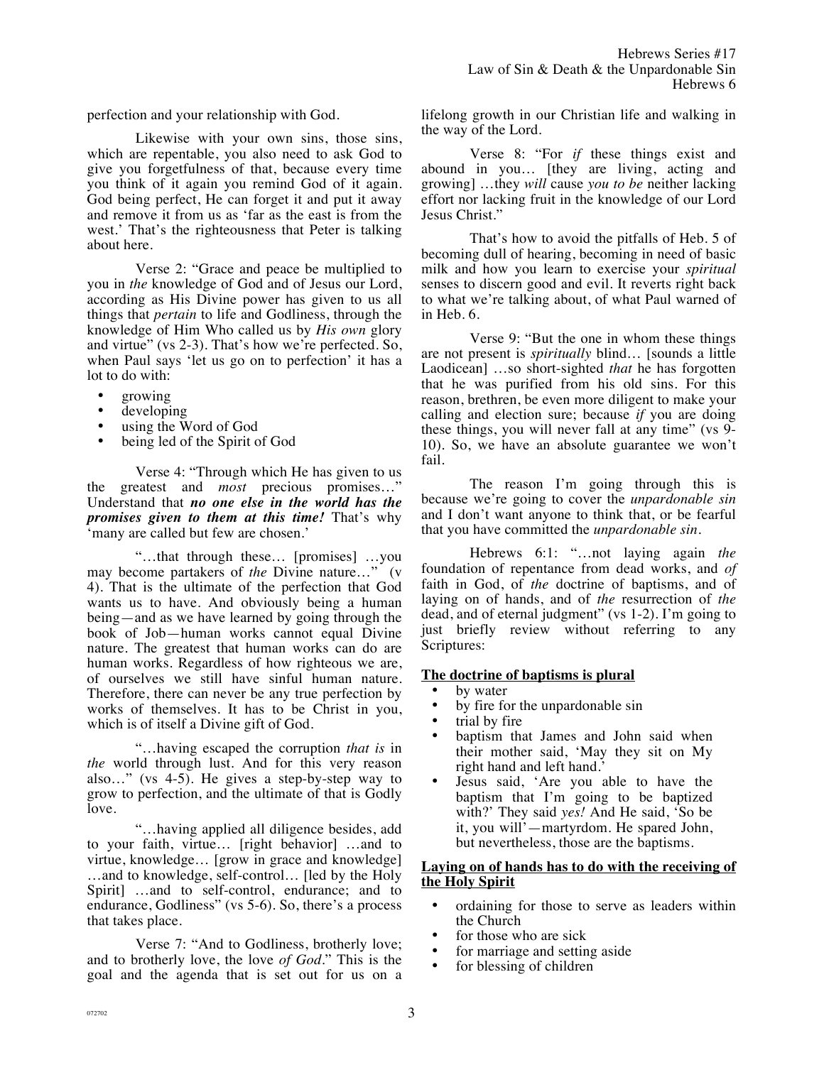perfection and your relationship with God.

Likewise with your own sins, those sins, which are repentable, you also need to ask God to give you forgetfulness of that, because every time you think of it again you remind God of it again. God being perfect, He can forget it and put it away and remove it from us as 'far as the east is from the west.' That's the righteousness that Peter is talking about here.

Verse 2: "Grace and peace be multiplied to you in *the* knowledge of God and of Jesus our Lord, according as His Divine power has given to us all things that *pertain* to life and Godliness, through the knowledge of Him Who called us by *His own* glory and virtue" (vs 2-3). That's how we're perfected. So, when Paul says 'let us go on to perfection' it has a lot to do with:

- growing
- developing
- using the Word of God
- being led of the Spirit of God

Verse 4: "Through which He has given to us the greatest and *most* precious promises…" Understand that ***no one else in the world has the promises given to them at this time!*** That's why 'many are called but few are chosen.'

"…that through these… [promises] …you may become partakers of *the* Divine nature…" (v 4). That is the ultimate of the perfection that God wants us to have. And obviously being a human being—and as we have learned by going through the book of Job—human works cannot equal Divine nature. The greatest that human works can do are human works. Regardless of how righteous we are, of ourselves we still have sinful human nature. Therefore, there can never be any true perfection by works of themselves. It has to be Christ in you, which is of itself a Divine gift of God.

"…having escaped the corruption *that is* in *the* world through lust. And for this very reason also…" (vs 4-5). He gives a step-by-step way to grow to perfection, and the ultimate of that is Godly love.

"…having applied all diligence besides, add to your faith, virtue… [right behavior] …and to virtue, knowledge… [grow in grace and knowledge] …and to knowledge, self-control… [led by the Holy Spirit] …and to self-control, endurance; and to endurance, Godliness" (vs 5-6). So, there's a process that takes place.

Verse 7: "And to Godliness, brotherly love; and to brotherly love, the love *of God*." This is the goal and the agenda that is set out for us on a lifelong growth in our Christian life and walking in the way of the Lord.

Verse 8: "For *if* these things exist and abound in you… [they are living, acting and growing] …they *will* cause *you to be* neither lacking effort nor lacking fruit in the knowledge of our Lord Jesus Christ."

That's how to avoid the pitfalls of Heb. 5 of becoming dull of hearing, becoming in need of basic milk and how you learn to exercise your *spiritual* senses to discern good and evil. It reverts right back to what we're talking about, of what Paul warned of in Heb. 6.

Verse 9: "But the one in whom these things are not present is *spiritually* blind… [sounds a little Laodicean] …so short-sighted *that* he has forgotten that he was purified from his old sins. For this reason, brethren, be even more diligent to make your calling and election sure; because *if* you are doing these things, you will never fall at any time" (vs 9-10). So, we have an absolute guarantee we won't fail.

The reason I'm going through this is because we're going to cover the *unpardonable sin* and I don't want anyone to think that, or be fearful that you have committed the *unpardonable sin*.

Hebrews 6:1: "…not laying again *the* foundation of repentance from dead works, and *of* faith in God, of *the* doctrine of baptisms, and of laying on of hands, and of *the* resurrection of *the* dead, and of eternal judgment" (vs 1-2). I'm going to just briefly review without referring to any Scriptures:

**<u>The doctrine of baptisms is plural</u>**

- by water
- by fire for the unpardonable sin
- trial by fire
- baptism that James and John said when their mother said, 'May they sit on My right hand and left hand.'
- Jesus said, 'Are you able to have the baptism that I'm going to be baptized with?' They said *yes!* And He said, 'So be it, you will'—martyrdom. He spared John, but nevertheless, those are the baptisms.

**<u>Laying on of hands has to do with the receiving of the Holy Spirit</u>**

- ordaining for those to serve as leaders within the Church
- for those who are sick
- for marriage and setting aside
- for blessing of children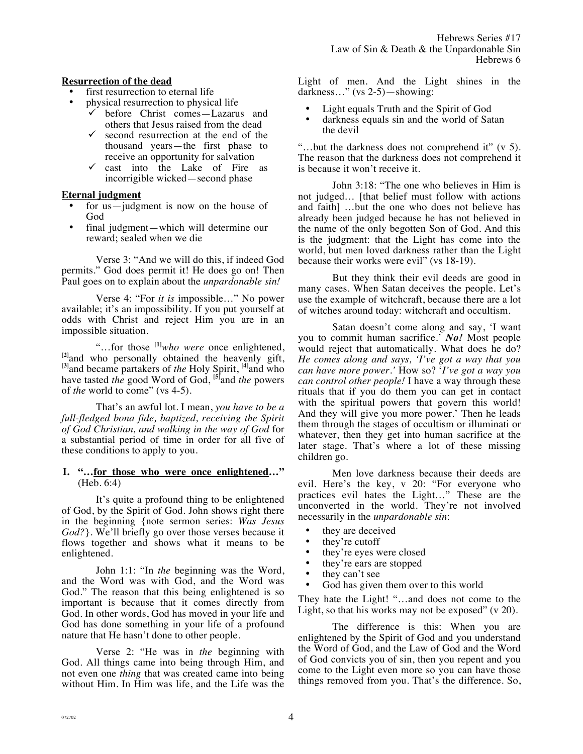**Resurrection of the dead**

- first resurrection to eternal life
- physical resurrection to physical life
  - ✓ before Christ comes—Lazarus and others that Jesus raised from the dead
  - ✓ second resurrection at the end of the thousand years—the first phase to receive an opportunity for salvation
  - ✓ cast into the Lake of Fire as incorrigible wicked—second phase

**Eternal judgment**

- for us—judgment is now on the house of God
- final judgment—which will determine our reward; sealed when we die

Verse 3: "And we will do this, if indeed God permits." God does permit it! He does go on! Then Paul goes on to explain about the *unpardonable sin!*

Verse 4: "For *it is* impossible…" No power available; it's an impossibility. If you put yourself at odds with Christ and reject Him you are in an impossible situation.

"…for those [1]*who were* once enlightened, [2]and who personally obtained the heavenly gift, [3]and became partakers of *the* Holy Spirit, [4]and who have tasted *the* good Word of God, [5]and *the* powers of *the* world to come" (vs 4-5).

That's an awful lot. I mean, *you have to be a full-fledged bona fide, baptized, receiving the Spirit of God Christian, and walking in the way of God* for a substantial period of time in order for all five of these conditions to apply to you.

## I. "…for those who were once enlightened…" (Heb. 6:4)

It's quite a profound thing to be enlightened of God, by the Spirit of God. John shows right there in the beginning {note sermon series: *Was Jesus God?*}. We'll briefly go over those verses because it flows together and shows what it means to be enlightened.

John 1:1: "In *the* beginning was the Word, and the Word was with God, and the Word was God." The reason that this being enlightened is so important is because that it comes directly from God. In other words, God has moved in your life and God has done something in your life of a profound nature that He hasn't done to other people.

Verse 2: "He was in *the* beginning with God. All things came into being through Him, and not even one *thing* that was created came into being without Him. In Him was life, and the Life was the Light of men. And the Light shines in the darkness…" (vs 2-5)—showing:

- Light equals Truth and the Spirit of God
- darkness equals sin and the world of Satan the devil

"…but the darkness does not comprehend it" (v 5). The reason that the darkness does not comprehend it is because it won't receive it.

John 3:18: "The one who believes in Him is not judged… [that belief must follow with actions and faith] …but the one who does not believe has already been judged because he has not believed in the name of the only begotten Son of God. And this is the judgment: that the Light has come into the world, but men loved darkness rather than the Light because their works were evil" (vs 18-19).

But they think their evil deeds are good in many cases. When Satan deceives the people. Let's use the example of witchcraft, because there are a lot of witches around today: witchcraft and occultism.

Satan doesn't come along and say, 'I want you to commit human sacrifice.' ***No!*** Most people would reject that automatically. What does he do? *He comes along and says, 'I've got a way that you can have more power.'* How so? '*I've got a way you can control other people!* I have a way through these rituals that if you do them you can get in contact with the spiritual powers that govern this world! And they will give you more power.' Then he leads them through the stages of occultism or illuminati or whatever, then they get into human sacrifice at the later stage. That's where a lot of these missing children go.

Men love darkness because their deeds are evil. Here's the key, v 20: "For everyone who practices evil hates the Light…" These are the unconverted in the world. They're not involved necessarily in the *unpardonable sin*:

- they are deceived
- they're cutoff
- they're eyes were closed
- they're ears are stopped
- they can't see
- God has given them over to this world

They hate the Light! "…and does not come to the Light, so that his works may not be exposed" (v 20).

The difference is this: When you are enlightened by the Spirit of God and you understand the Word of God, and the Law of God and the Word of God convicts you of sin, then you repent and you come to the Light even more so you can have those things removed from you. That's the difference. So,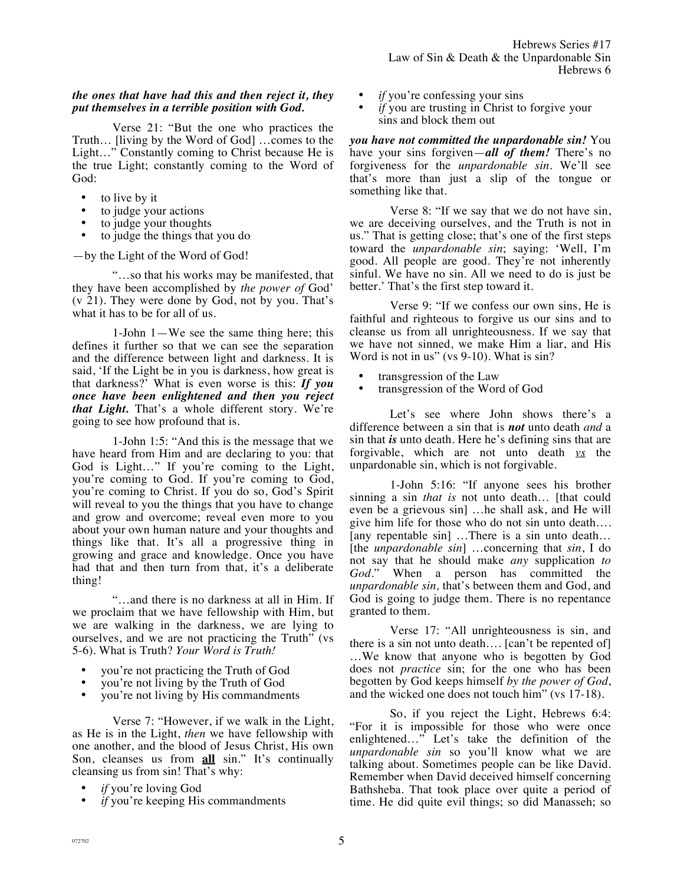***the ones that have had this and then reject it, they put themselves in a terrible position with God.***

Verse 21: "But the one who practices the Truth… [living by the Word of God] …comes to the Light…" Constantly coming to Christ because He is the true Light; constantly coming to the Word of God:

- to live by it
- to judge your actions
- to judge your thoughts
- to judge the things that you do

—by the Light of the Word of God!

"…so that his works may be manifested, that they have been accomplished by *the power of* God' (v 21). They were done by God, not by you. That's what it has to be for all of us.

1-John 1—We see the same thing here; this defines it further so that we can see the separation and the difference between light and darkness. It is said, 'If the Light be in you is darkness, how great is that darkness?' What is even worse is this: ***If you once have been enlightened and then you reject that Light.*** That's a whole different story. We're going to see how profound that is.

1-John 1:5: "And this is the message that we have heard from Him and are declaring to you: that God is Light…" If you're coming to the Light, you're coming to God. If you're coming to God, you're coming to Christ. If you do so, God's Spirit will reveal to you the things that you have to change and grow and overcome; reveal even more to you about your own human nature and your thoughts and things like that. It's all a progressive thing in growing and grace and knowledge. Once you have had that and then turn from that, it's a deliberate thing!

"…and there is no darkness at all in Him. If we proclaim that we have fellowship with Him, but we are walking in the darkness, we are lying to ourselves, and we are not practicing the Truth" (vs 5-6). What is Truth? *Your Word is Truth!*

- you're not practicing the Truth of God
- you're not living by the Truth of God
- you're not living by His commandments

Verse 7: "However, if we walk in the Light, as He is in the Light, *then* we have fellowship with one another, and the blood of Jesus Christ, His own Son, cleanses us from **all** sin." It's continually cleansing us from sin! That's why:

- *if* you're loving God
- *if* you're keeping His commandments
- *if* you're confessing your sins
- *if* you are trusting in Christ to forgive your sins and block them out

***you have not committed the unpardonable sin!*** You have your sins forgiven—***all of them!*** There's no forgiveness for the *unpardonable sin*. We'll see that's more than just a slip of the tongue or something like that.

Verse 8: "If we say that we do not have sin, we are deceiving ourselves, and the Truth is not in us." That is getting close; that's one of the first steps toward the *unpardonable sin*; saying: 'Well, I'm good. All people are good. They're not inherently sinful. We have no sin. All we need to do is just be better.' That's the first step toward it.

Verse 9: "If we confess our own sins, He is faithful and righteous to forgive us our sins and to cleanse us from all unrighteousness. If we say that we have not sinned, we make Him a liar, and His Word is not in us" (vs 9-10). What is sin?

- transgression of the Law
- transgression of the Word of God

Let's see where John shows there's a difference between a sin that is ***not*** unto death *and* a sin that ***is*** unto death. Here he's defining sins that are forgivable, which are not unto death <u>*vs*</u> the unpardonable sin, which is not forgivable.

1-John 5:16: "If anyone sees his brother sinning a sin *that is* not unto death… [that could even be a grievous sin] …he shall ask, and He will give him life for those who do not sin unto death…. [any repentable sin] …There is a sin unto death… [the *unpardonable sin*] …concerning that *sin*, I do not say that he should make *any* supplication *to God*." When a person has committed the *unpardonable sin,* that's between them and God, and God is going to judge them. There is no repentance granted to them.

Verse 17: "All unrighteousness is sin, and there is a sin not unto death…. [can't be repented of] …We know that anyone who is begotten by God does not *practice* sin; for the one who has been begotten by God keeps himself *by the power of God*, and the wicked one does not touch him" (vs 17-18).

So, if you reject the Light, Hebrews 6:4: "For it is impossible for those who were once enlightened…" Let's take the definition of the *unpardonable sin* so you'll know what we are talking about. Sometimes people can be like David. Remember when David deceived himself concerning Bathsheba. That took place over quite a period of time. He did quite evil things; so did Manasseh; so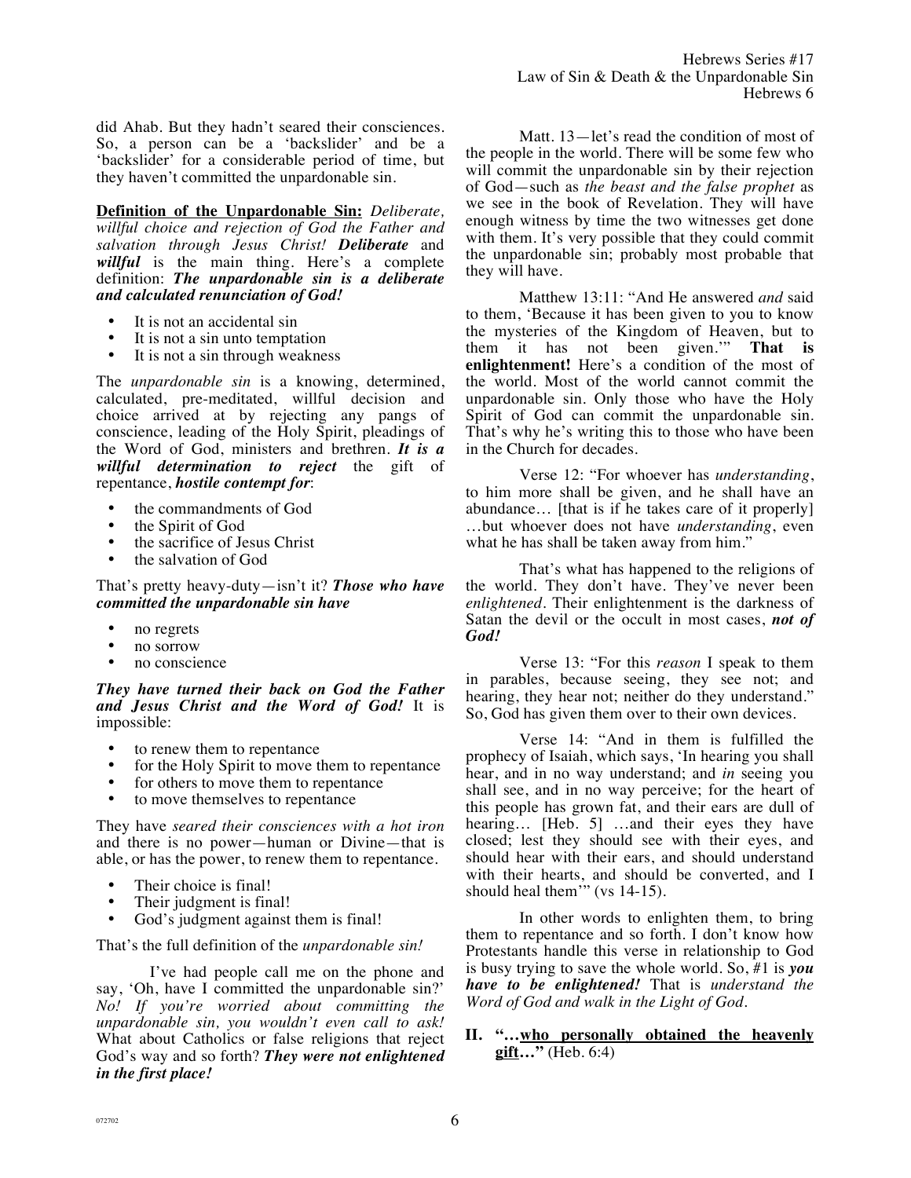did Ahab. But they hadn't seared their consciences. So, a person can be a 'backslider' and be a 'backslider' for a considerable period of time, but they haven't committed the unpardonable sin.

**Definition of the Unpardonable Sin:** *Deliberate, willful choice and rejection of God the Father and salvation through Jesus Christ!* ***Deliberate*** and ***willful*** is the main thing. Here's a complete definition: ***The unpardonable sin is a deliberate and calculated renunciation of God!***

- It is not an accidental sin
- It is not a sin unto temptation
- It is not a sin through weakness

The *unpardonable sin* is a knowing, determined, calculated, pre-meditated, willful decision and choice arrived at by rejecting any pangs of conscience, leading of the Holy Spirit, pleadings of the Word of God, ministers and brethren. ***It is a willful determination to reject*** the gift of repentance, ***hostile contempt for***:

- the commandments of God
- the Spirit of God
- the sacrifice of Jesus Christ
- the salvation of God

That's pretty heavy-duty—isn't it? ***Those who have committed the unpardonable sin have***

- no regrets
- no sorrow
- no conscience

***They have turned their back on God the Father and Jesus Christ and the Word of God!*** It is impossible:

- to renew them to repentance
- for the Holy Spirit to move them to repentance
- for others to move them to repentance
- to move themselves to repentance

They have *seared their consciences with a hot iron* and there is no power—human or Divine—that is able, or has the power, to renew them to repentance.

- Their choice is final!
- Their judgment is final!
- God's judgment against them is final!

That's the full definition of the *unpardonable sin!*

I've had people call me on the phone and say, 'Oh, have I committed the unpardonable sin?' *No! If you're worried about committing the unpardonable sin, you wouldn't even call to ask!* What about Catholics or false religions that reject God's way and so forth? ***They were not enlightened in the first place!***

Matt. 13—let's read the condition of most of the people in the world. There will be some few who will commit the unpardonable sin by their rejection of God—such as *the beast and the false prophet* as we see in the book of Revelation. They will have enough witness by time the two witnesses get done with them. It's very possible that they could commit the unpardonable sin; probably most probable that they will have.

Matthew 13:11: "And He answered *and* said to them, 'Because it has been given to you to know the mysteries of the Kingdom of Heaven, but to them it has not been given.'" **That is enlightenment!** Here's a condition of the most of the world. Most of the world cannot commit the unpardonable sin. Only those who have the Holy Spirit of God can commit the unpardonable sin. That's why he's writing this to those who have been in the Church for decades.

Verse 12: "For whoever has *understanding*, to him more shall be given, and he shall have an abundance… [that is if he takes care of it properly] …but whoever does not have *understanding*, even what he has shall be taken away from him."

That's what has happened to the religions of the world. They don't have. They've never been *enlightened*. Their enlightenment is the darkness of Satan the devil or the occult in most cases, ***not of God!***

Verse 13: "For this *reason* I speak to them in parables, because seeing, they see not; and hearing, they hear not; neither do they understand." So, God has given them over to their own devices.

Verse 14: "And in them is fulfilled the prophecy of Isaiah, which says, 'In hearing you shall hear, and in no way understand; and *in* seeing you shall see, and in no way perceive; for the heart of this people has grown fat, and their ears are dull of hearing… [Heb. 5] …and their eyes they have closed; lest they should see with their eyes, and should hear with their ears, and should understand with their hearts, and should be converted, and I should heal them'" (vs 14-15).

In other words to enlighten them, to bring them to repentance and so forth. I don't know how Protestants handle this verse in relationship to God is busy trying to save the whole world. So, #1 is ***you have to be enlightened!*** That is *understand the Word of God and walk in the Light of God*.

## II. "…<u>who personally obtained the heavenly gift</u>…" (Heb. 6:4)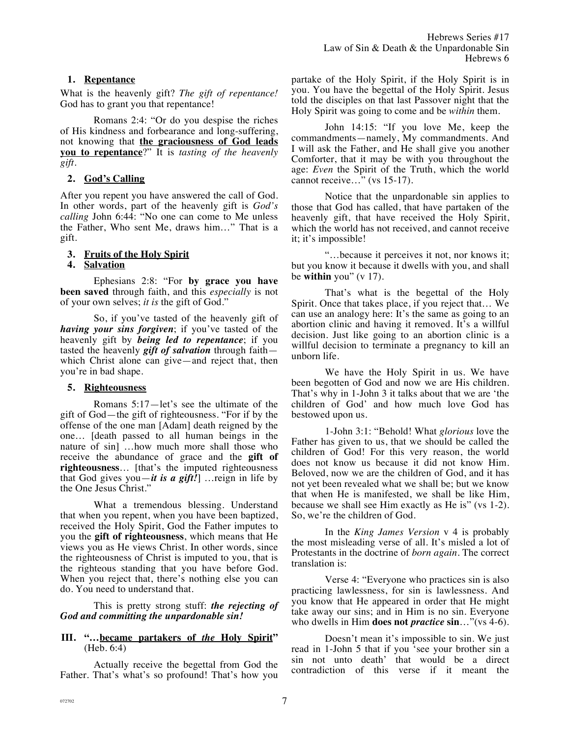**1. <u>Repentance</u>**

What is the heavenly gift? *The gift of repentance!* God has to grant you that repentance!

Romans 2:4: "Or do you despise the riches of His kindness and forbearance and long-suffering, not knowing that **<u>the graciousness of God leads you to repentance</u>**?" It is *tasting of the heavenly gift*.

**2. <u>God's Calling</u>**

After you repent you have answered the call of God. In other words, part of the heavenly gift is *God's calling* John 6:44: "No one can come to Me unless the Father, Who sent Me, draws him…" That is a gift.

**3. <u>Fruits of the Holy Spirit</u>**

**4. <u>Salvation</u>**

Ephesians 2:8: "For **by grace you have been saved** through faith, and this *especially* is not of your own selves; *it is* the gift of God."

So, if you've tasted of the heavenly gift of ***having your sins forgiven***; if you've tasted of the heavenly gift by ***being led to repentance***; if you tasted the heavenly ***gift of salvation*** through faith—which Christ alone can give—and reject that, then you're in bad shape.

**5. <u>Righteousness</u>**

Romans 5:17—let's see the ultimate of the gift of God—the gift of righteousness. "For if by the offense of the one man [Adam] death reigned by the one… [death passed to all human beings in the nature of sin] …how much more shall those who receive the abundance of grace and the **gift of righteousness**… [that's the imputed righteousness that God gives you—***it is a gift!***] …reign in life by the One Jesus Christ."

What a tremendous blessing. Understand that when you repent, when you have been baptized, received the Holy Spirit, God the Father imputes to you the **gift of righteousness**, which means that He views you as He views Christ. In other words, since the righteousness of Christ is imputed to you, that is the righteous standing that you have before God. When you reject that, there's nothing else you can do. You need to understand that.

This is pretty strong stuff: ***the rejecting of God and committing the unpardonable sin!***

## III. "…<u>became partakers of *the* Holy Spirit</u>" (Heb. 6:4)

Actually receive the begettal from God the Father. That's what's so profound! That's how you partake of the Holy Spirit, if the Holy Spirit is in you. You have the begettal of the Holy Spirit. Jesus told the disciples on that last Passover night that the Holy Spirit was going to come and be *within* them.

John 14:15: "If you love Me, keep the commandments—namely, My commandments. And I will ask the Father, and He shall give you another Comforter, that it may be with you throughout the age: *Even* the Spirit of the Truth, which the world cannot receive…" (vs 15-17).

Notice that the unpardonable sin applies to those that God has called, that have partaken of the heavenly gift, that have received the Holy Spirit, which the world has not received, and cannot receive it; it's impossible!

"…because it perceives it not, nor knows it; but you know it because it dwells with you, and shall be **within** you" (v 17).

That's what is the begettal of the Holy Spirit. Once that takes place, if you reject that… We can use an analogy here: It's the same as going to an abortion clinic and having it removed. It's a willful decision. Just like going to an abortion clinic is a willful decision to terminate a pregnancy to kill an unborn life.

We have the Holy Spirit in us. We have been begotten of God and now we are His children. That's why in 1-John 3 it talks about that we are 'the children of God' and how much love God has bestowed upon us.

1-John 3:1: "Behold! What *glorious* love the Father has given to us, that we should be called the children of God! For this very reason, the world does not know us because it did not know Him. Beloved, now we are the children of God, and it has not yet been revealed what we shall be; but we know that when He is manifested, we shall be like Him, because we shall see Him exactly as He is" (vs 1-2). So, we're the children of God.

In the *King James Version* v 4 is probably the most misleading verse of all. It's misled a lot of Protestants in the doctrine of *born again*. The correct translation is:

Verse 4: "Everyone who practices sin is also practicing lawlessness, for sin is lawlessness. And you know that He appeared in order that He might take away our sins; and in Him is no sin. Everyone who dwells in Him **does not *practice* sin**…"(vs 4-6).

Doesn't mean it's impossible to sin. We just read in 1-John 5 that if you 'see your brother sin a sin not unto death' that would be a direct contradiction of this verse if it meant the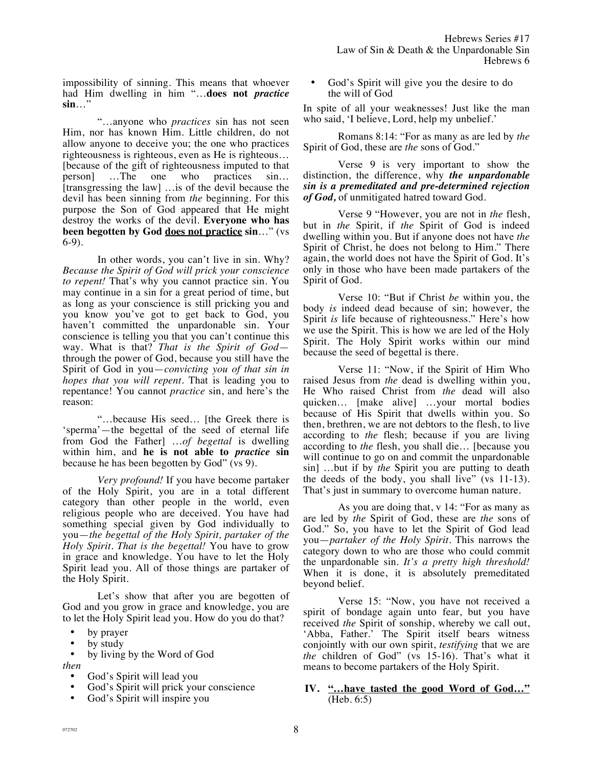impossibility of sinning. This means that whoever had Him dwelling in him "…**does not *practice* sin**…"

"…anyone who *practices* sin has not seen Him, nor has known Him. Little children, do not allow anyone to deceive you; the one who practices righteousness is righteous, even as He is righteous… [because of the gift of righteousness imputed to that person] …The one who practices sin… [transgressing the law] …is of the devil because the devil has been sinning from *the* beginning. For this purpose the Son of God appeared that He might destroy the works of the devil. **Everyone who has been begotten by God <u>does not practice</u> sin**…" (vs 6-9).

In other words, you can't live in sin. Why? *Because the Spirit of God will prick your conscience to repent!* That's why you cannot practice sin. You may continue in a sin for a great period of time, but as long as your conscience is still pricking you and you know you've got to get back to God, you haven't committed the unpardonable sin. Your conscience is telling you that you can't continue this way. What is that? *That is the Spirit of God*—through the power of God, because you still have the Spirit of God in you—*convicting you of that sin in hopes that you will repent*. That is leading you to repentance! You cannot *practice* sin, and here's the reason:

"…because His seed… [the Greek there is 'sperma'—the begettal of the seed of eternal life from God the Father] …*of begettal* is dwelling within him, and **he is not able to *practice* sin** because he has been begotten by God" (vs 9).

*Very profound!* If you have become partaker of the Holy Spirit, you are in a total different category than other people in the world, even religious people who are deceived. You have had something special given by God individually to you—*the begettal of the Holy Spirit, partaker of the Holy Spirit. That is the begettal!* You have to grow in grace and knowledge. You have to let the Holy Spirit lead you. All of those things are partaker of the Holy Spirit.

Let's show that after you are begotten of God and you grow in grace and knowledge, you are to let the Holy Spirit lead you. How do you do that?

- by prayer
- by study
- by living by the Word of God

*then*

- God's Spirit will lead you
- God's Spirit will prick your conscience
- God's Spirit will inspire you
- God's Spirit will give you the desire to do the will of God

In spite of all your weaknesses! Just like the man who said, 'I believe, Lord, help my unbelief.'

Romans 8:14: "For as many as are led by *the* Spirit of God, these are *the* sons of God."

Verse 9 is very important to show the distinction, the difference, why ***the unpardonable sin is a premeditated and pre-determined rejection of God,*** of unmitigated hatred toward God.

Verse 9 "However, you are not in *the* flesh, but in *the* Spirit, if *the* Spirit of God is indeed dwelling within you. But if anyone does not have *the* Spirit of Christ, he does not belong to Him." There again, the world does not have the Spirit of God. It's only in those who have been made partakers of the Spirit of God.

Verse 10: "But if Christ *be* within you, the body *is* indeed dead because of sin; however, the Spirit *is* life because of righteousness." Here's how we use the Spirit. This is how we are led of the Holy Spirit. The Holy Spirit works within our mind because the seed of begettal is there.

Verse 11: "Now, if the Spirit of Him Who raised Jesus from *the* dead is dwelling within you, He Who raised Christ from *the* dead will also quicken… [make alive] …your mortal bodies because of His Spirit that dwells within you. So then, brethren, we are not debtors to the flesh, to live according to *the* flesh; because if you are living according to *the* flesh, you shall die… [because you will continue to go on and commit the unpardonable sin] …but if by *the* Spirit you are putting to death the deeds of the body, you shall live" (vs 11-13). That's just in summary to overcome human nature.

As you are doing that, v 14: "For as many as are led by *the* Spirit of God, these are *the* sons of God." So, you have to let the Spirit of God lead you—*partaker of the Holy Spirit*. This narrows the category down to who are those who could commit the unpardonable sin. *It's a pretty high threshold!* When it is done, it is absolutely premeditated beyond belief.

Verse 15: "Now, you have not received a spirit of bondage again unto fear, but you have received *the* Spirit of sonship, whereby we call out, 'Abba, Father.' The Spirit itself bears witness conjointly with our own spirit, *testifying* that we are *the* children of God" (vs 15-16). That's what it means to become partakers of the Holy Spirit.

## IV. <u>"…have tasted the good Word of God…"</u> (Heb. 6:5)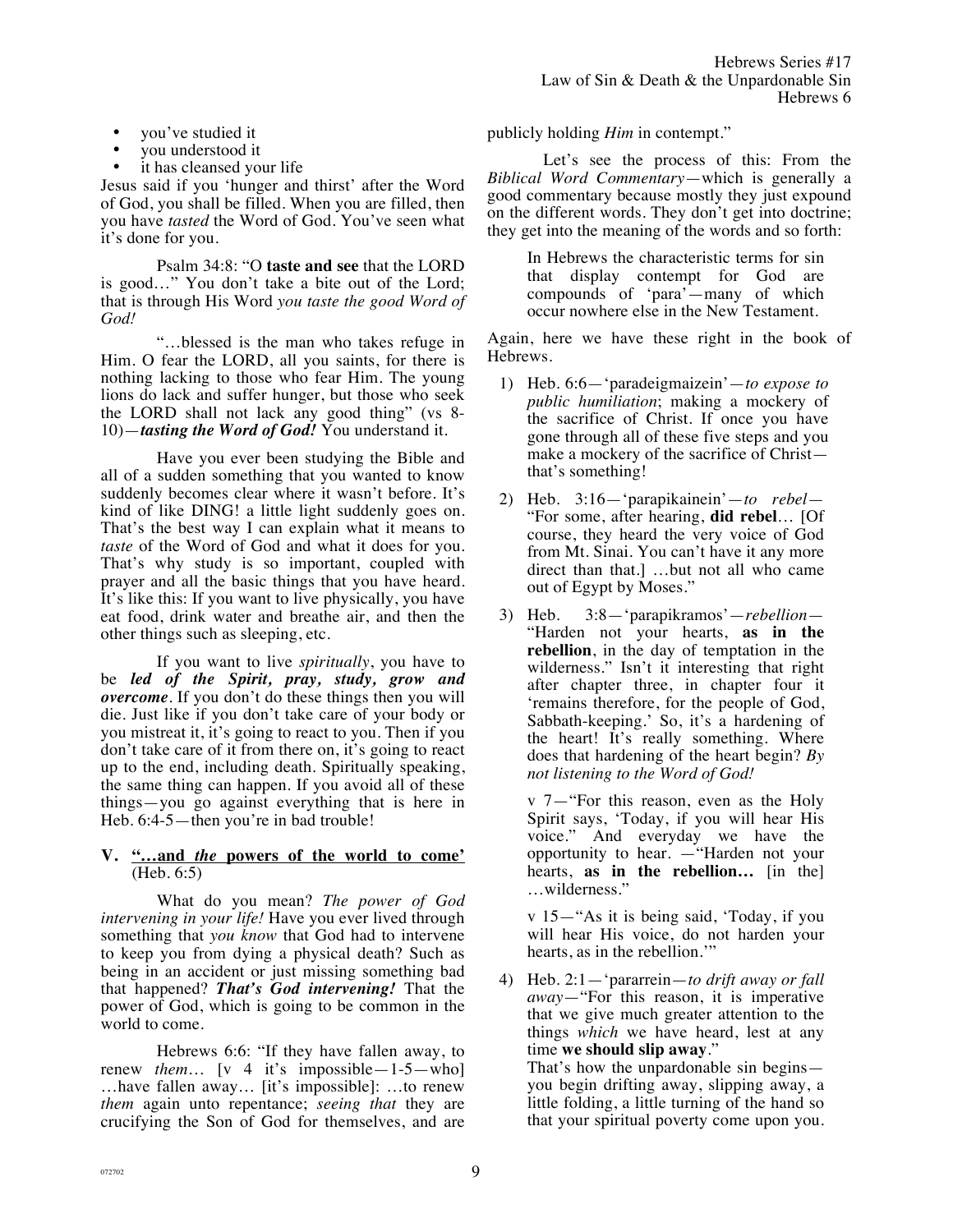- you've studied it
- you understood it
- it has cleansed your life

Jesus said if you 'hunger and thirst' after the Word of God, you shall be filled. When you are filled, then you have *tasted* the Word of God. You've seen what it's done for you.

Psalm 34:8: "O **taste and see** that the LORD is good…" You don't take a bite out of the Lord; that is through His Word *you taste the good Word of God!*

"…blessed is the man who takes refuge in Him. O fear the LORD, all you saints, for there is nothing lacking to those who fear Him. The young lions do lack and suffer hunger, but those who seek the LORD shall not lack any good thing" (vs 8-10)—***tasting the Word of God!*** You understand it.

Have you ever been studying the Bible and all of a sudden something that you wanted to know suddenly becomes clear where it wasn't before. It's kind of like DING! a little light suddenly goes on. That's the best way I can explain what it means to *taste* of the Word of God and what it does for you. That's why study is so important, coupled with prayer and all the basic things that you have heard. It's like this: If you want to live physically, you have eat food, drink water and breathe air, and then the other things such as sleeping, etc.

If you want to live *spiritually*, you have to be ***led of the Spirit, pray, study, grow and overcome***. If you don't do these things then you will die. Just like if you don't take care of your body or you mistreat it, it's going to react to you. Then if you don't take care of it from there on, it's going to react up to the end, including death. Spiritually speaking, the same thing can happen. If you avoid all of these things—you go against everything that is here in Heb. 6:4-5—then you're in bad trouble!

## V. "…and *the* powers of the world to come' (Heb. 6:5)

What do you mean? *The power of God intervening in your life!* Have you ever lived through something that *you know* that God had to intervene to keep you from dying a physical death? Such as being in an accident or just missing something bad that happened? ***That's God intervening!*** That the power of God, which is going to be common in the world to come.

Hebrews 6:6: "If they have fallen away, to renew *them*… [v 4 it's impossible—1-5—who] …have fallen away… [it's impossible]: …to renew *them* again unto repentance; *seeing that* they are crucifying the Son of God for themselves, and are publicly holding *Him* in contempt."

Let's see the process of this: From the *Biblical Word Commentary*—which is generally a good commentary because mostly they just expound on the different words. They don't get into doctrine; they get into the meaning of the words and so forth:

> In Hebrews the characteristic terms for sin that display contempt for God are compounds of 'para'—many of which occur nowhere else in the New Testament.

Again, here we have these right in the book of Hebrews.

1) Heb. 6:6—'paradeigmaizein'—*to expose to public humiliation*; making a mockery of the sacrifice of Christ. If once you have gone through all of these five steps and you make a mockery of the sacrifice of Christ—that's something!

2) Heb. 3:16—'parapikainein'—*to rebel*—"For some, after hearing, **did rebel**… [Of course, they heard the very voice of God from Mt. Sinai. You can't have it any more direct than that.] …but not all who came out of Egypt by Moses."

3) Heb. 3:8—'parapikramos'—*rebellion*—"Harden not your hearts, **as in the rebellion**, in the day of temptation in the wilderness." Isn't it interesting that right after chapter three, in chapter four it 'remains therefore, for the people of God, Sabbath-keeping.' So, it's a hardening of the heart! It's really something. Where does that hardening of the heart begin? *By not listening to the Word of God!*

   v 7—"For this reason, even as the Holy Spirit says, 'Today, if you will hear His voice." And everyday we have the opportunity to hear. —"Harden not your hearts, **as in the rebellion…** [in the] …wilderness."

   v 15—"As it is being said, 'Today, if you will hear His voice, do not harden your hearts, as in the rebellion.'"

4) Heb. 2:1—'pararrein—*to drift away or fall away*—"For this reason, it is imperative that we give much greater attention to the things *which* we have heard, lest at any time **we should slip away**."
   That's how the unpardonable sin begins—you begin drifting away, slipping away, a little folding, a little turning of the hand so that your spiritual poverty come upon you.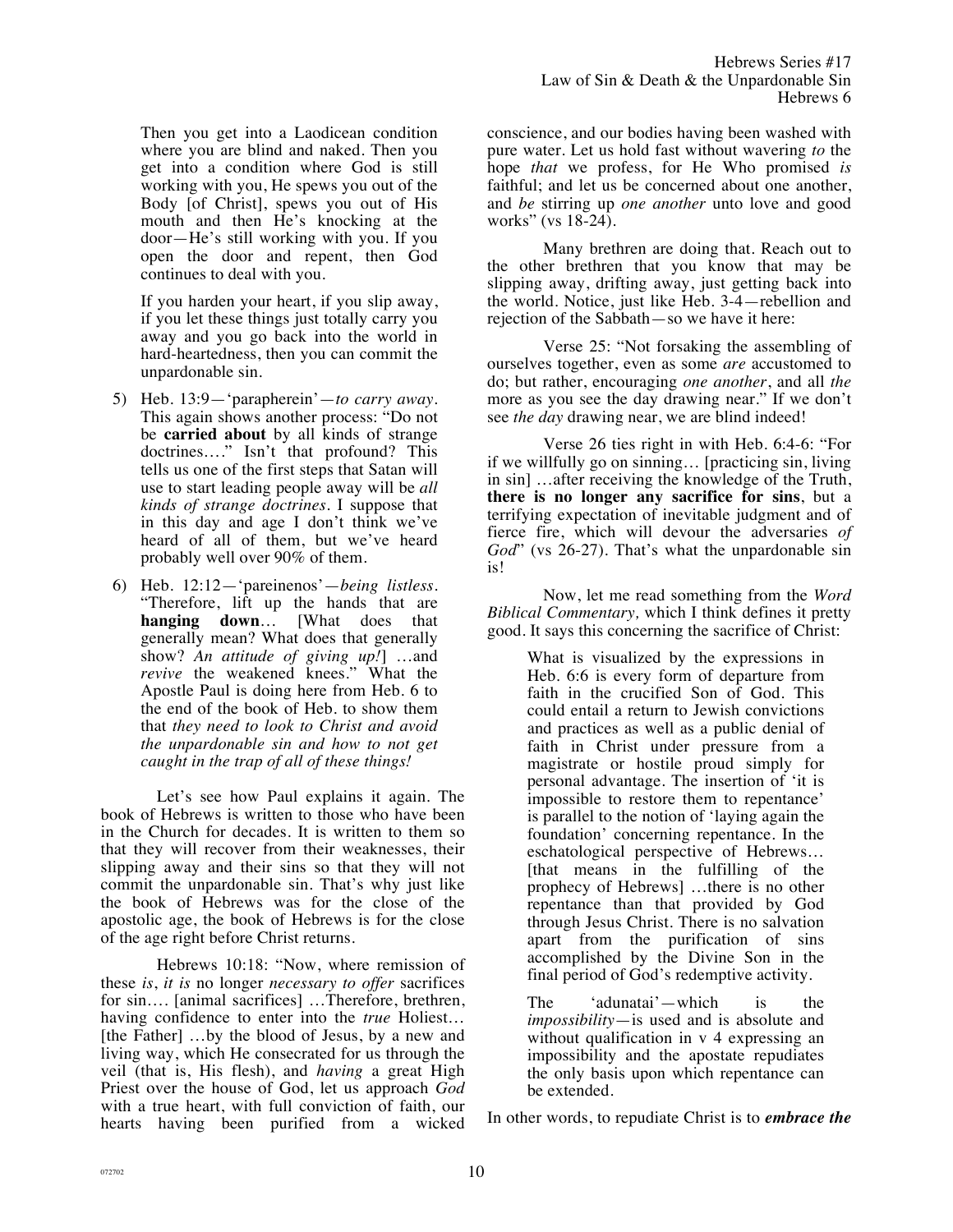Then you get into a Laodicean condition where you are blind and naked. Then you get into a condition where God is still working with you, He spews you out of the Body [of Christ], spews you out of His mouth and then He's knocking at the door—He's still working with you. If you open the door and repent, then God continues to deal with you.

If you harden your heart, if you slip away, if you let these things just totally carry you away and you go back into the world in hard-heartedness, then you can commit the unpardonable sin.

5) Heb. 13:9—'parapherein'—*to carry away*. This again shows another process: "Do not be **carried about** by all kinds of strange doctrines…." Isn't that profound? This tells us one of the first steps that Satan will use to start leading people away will be *all kinds of strange doctrines*. I suppose that in this day and age I don't think we've heard of all of them, but we've heard probably well over 90% of them.

6) Heb. 12:12—'pareinenos'—*being listless*. "Therefore, lift up the hands that are **hanging down**… [What does that generally mean? What does that generally show? *An attitude of giving up!*] …and *revive* the weakened knees." What the Apostle Paul is doing here from Heb. 6 to the end of the book of Heb. to show them that *they need to look to Christ and avoid the unpardonable sin and how to not get caught in the trap of all of these things!*

Let's see how Paul explains it again. The book of Hebrews is written to those who have been in the Church for decades. It is written to them so that they will recover from their weaknesses, their slipping away and their sins so that they will not commit the unpardonable sin. That's why just like the book of Hebrews was for the close of the apostolic age, the book of Hebrews is for the close of the age right before Christ returns.

Hebrews 10:18: "Now, where remission of these *is*, *it is* no longer *necessary to offer* sacrifices for sin…. [animal sacrifices] …Therefore, brethren, having confidence to enter into the *true* Holiest… [the Father] …by the blood of Jesus, by a new and living way, which He consecrated for us through the veil (that is, His flesh), and *having* a great High Priest over the house of God, let us approach *God* with a true heart, with full conviction of faith, our hearts having been purified from a wicked conscience, and our bodies having been washed with pure water. Let us hold fast without wavering *to* the hope *that* we profess, for He Who promised *is* faithful; and let us be concerned about one another, and *be* stirring up *one another* unto love and good works" (vs 18-24).

Many brethren are doing that. Reach out to the other brethren that you know that may be slipping away, drifting away, just getting back into the world. Notice, just like Heb. 3-4—rebellion and rejection of the Sabbath—so we have it here:

Verse 25: "Not forsaking the assembling of ourselves together, even as some *are* accustomed to do; but rather, encouraging *one another*, and all *the* more as you see the day drawing near." If we don't see *the day* drawing near, we are blind indeed!

Verse 26 ties right in with Heb. 6:4-6: "For if we willfully go on sinning… [practicing sin, living in sin] …after receiving the knowledge of the Truth, **there is no longer any sacrifice for sins**, but a terrifying expectation of inevitable judgment and of fierce fire, which will devour the adversaries *of God*" (vs 26-27). That's what the unpardonable sin is!

Now, let me read something from the *Word Biblical Commentary,* which I think defines it pretty good. It says this concerning the sacrifice of Christ:

> What is visualized by the expressions in Heb. 6:6 is every form of departure from faith in the crucified Son of God. This could entail a return to Jewish convictions and practices as well as a public denial of faith in Christ under pressure from a magistrate or hostile proud simply for personal advantage. The insertion of 'it is impossible to restore them to repentance' is parallel to the notion of 'laying again the foundation' concerning repentance. In the eschatological perspective of Hebrews… [that means in the fulfilling of the prophecy of Hebrews] …there is no other repentance than that provided by God through Jesus Christ. There is no salvation apart from the purification of sins accomplished by the Divine Son in the final period of God's redemptive activity.
>
> The 'adunatai'—which is the *impossibility*—is used and is absolute and without qualification in v 4 expressing an impossibility and the apostate repudiates the only basis upon which repentance can be extended.

In other words, to repudiate Christ is to ***embrace the***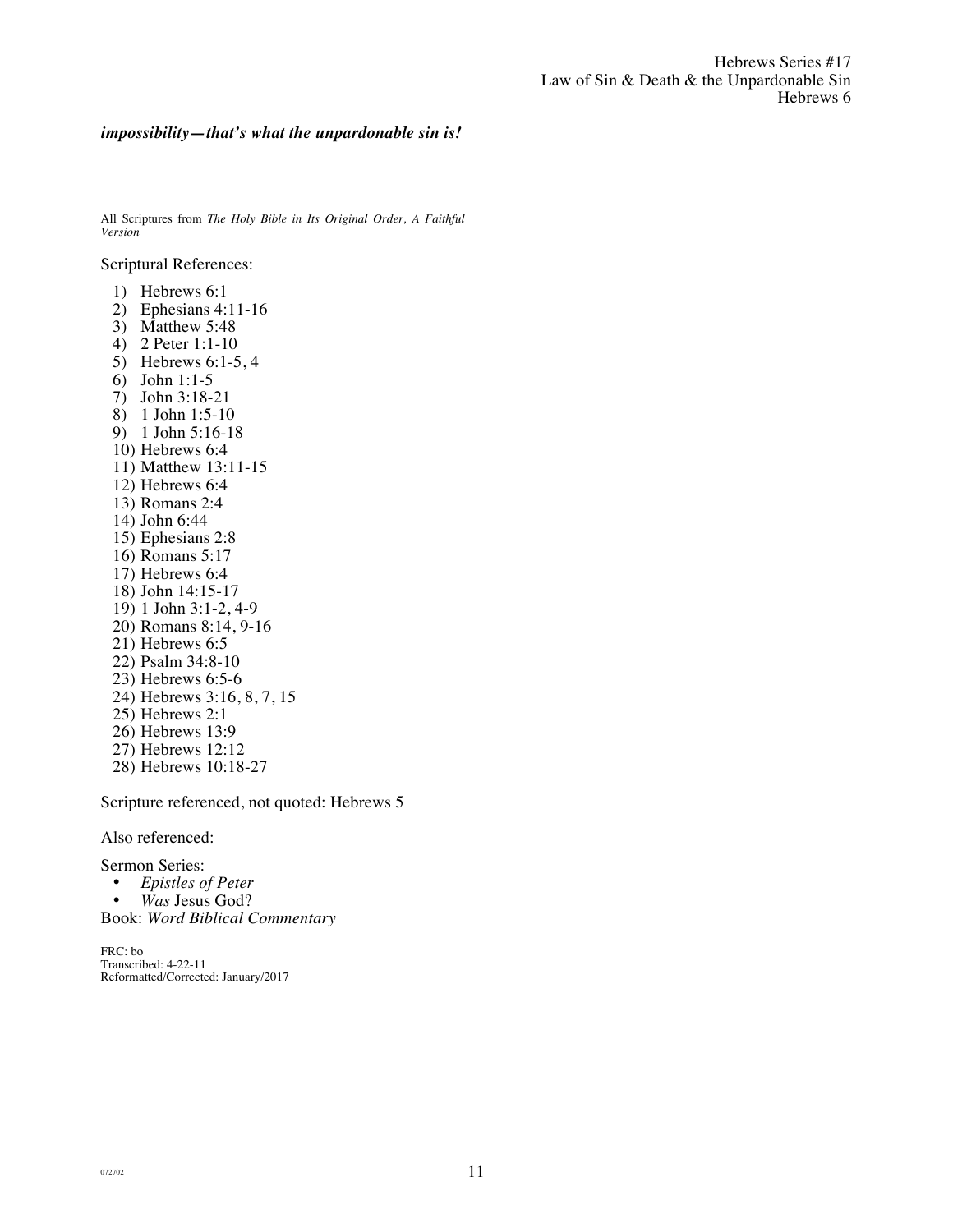***impossibility—that's what the unpardonable sin is!***

All Scriptures from *The Holy Bible in Its Original Order, A Faithful Version*

Scriptural References:

1) Hebrews 6:1
2) Ephesians 4:11-16
3) Matthew 5:48
4) 2 Peter 1:1-10
5) Hebrews 6:1-5, 4
6) John 1:1-5
7) John 3:18-21
8) 1 John 1:5-10
9) 1 John 5:16-18
10) Hebrews 6:4
11) Matthew 13:11-15
12) Hebrews 6:4
13) Romans 2:4
14) John 6:44
15) Ephesians 2:8
16) Romans 5:17
17) Hebrews 6:4
18) John 14:15-17
19) 1 John 3:1-2, 4-9
20) Romans 8:14, 9-16
21) Hebrews 6:5
22) Psalm 34:8-10
23) Hebrews 6:5-6
24) Hebrews 3:16, 8, 7, 15
25) Hebrews 2:1
26) Hebrews 13:9
27) Hebrews 12:12
28) Hebrews 10:18-27

Scripture referenced, not quoted: Hebrews 5

Also referenced:

Sermon Series:
- *Epistles of Peter*
- *Was* Jesus God?

Book: *Word Biblical Commentary*

FRC: bo
Transcribed: 4-22-11
Reformatted/Corrected: January/2017